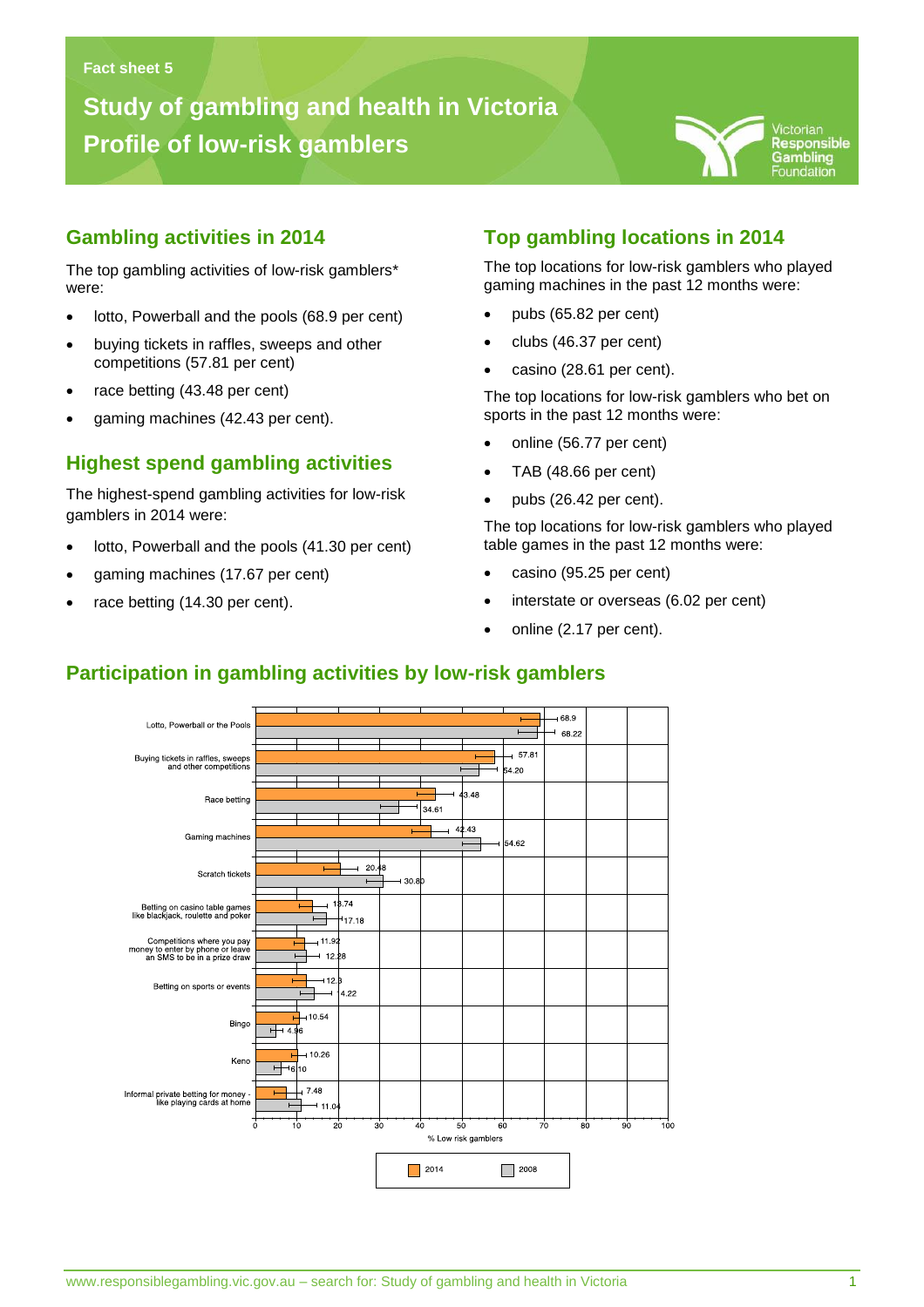Fact sheet 5

# Study of gambling and health in Victoria
# Profile of low-risk gamblers

## Gambling activities in 2014

The top gambling activities of low-risk gamblers* were:

- lotto, Powerball and the pools (68.9 per cent)
- buying tickets in raffles, sweeps and other competitions (57.81 per cent)
- race betting (43.48 per cent)
- gaming machines (42.43 per cent).

## Highest spend gambling activities

The highest-spend gambling activities for low-risk gamblers in 2014 were:

- lotto, Powerball and the pools (41.30 per cent)
- gaming machines (17.67 per cent)
- race betting (14.30 per cent).

## Top gambling locations in 2014

The top locations for low-risk gamblers who played gaming machines in the past 12 months were:

- pubs (65.82 per cent)
- clubs (46.37 per cent)
- casino (28.61 per cent).

The top locations for low-risk gamblers who bet on sports in the past 12 months were:

- online (56.77 per cent)
- TAB (48.66 per cent)
- pubs (26.42 per cent).

The top locations for low-risk gamblers who played table games in the past 12 months were:

- casino (95.25 per cent)
- interstate or overseas (6.02 per cent)
- online (2.17 per cent).

## Participation in gambling activities by low-risk gamblers

| Activity | 2014 (%) | 2008 (%) |
|---|---|---|
| Lotto, Powerball or the Pools | 68.9 | 68.22 |
| Buying tickets in raffles, sweeps and other competitions | 57.81 | 54.20 |
| Race betting | 43.48 | 34.61 |
| Gaming machines | 42.43 | 54.62 |
| Scratch tickets | 20.48 | 30.80 |
| Betting on casino table games like blackjack, roulette and poker | 13.74 | 17.18 |
| Competitions where you pay money to enter by phone or leave an SMS to be in a prize draw | 11.92 | 12.28 |
| Betting on sports or events | 12.3 | 14.22 |
| Bingo | 10.54 | 4.96 |
| Keno | 10.26 | 6.10 |
| Informal private betting for money - like playing cards at home | 7.48 | 11.04 |

% Low risk gamblers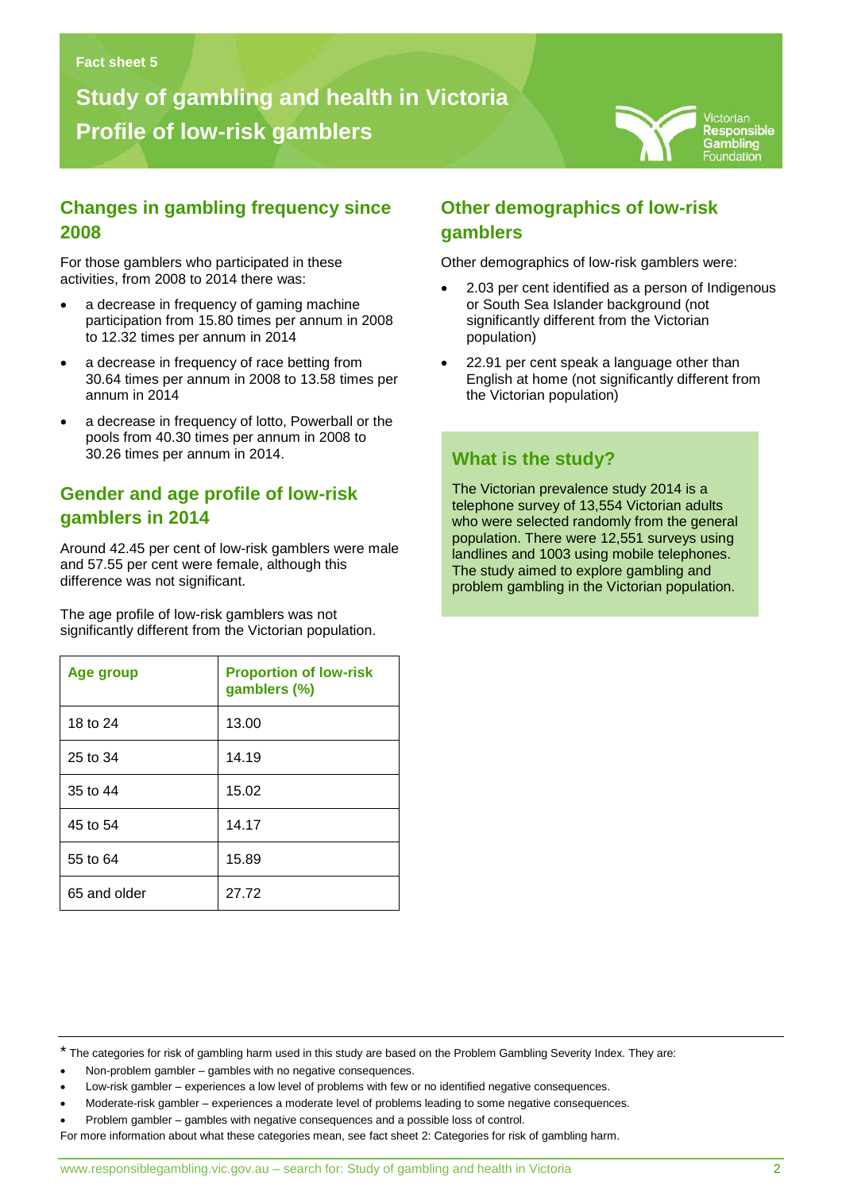Fact sheet 5

# Study of gambling and health in Victoria
# Profile of low-risk gamblers

## Changes in gambling frequency since 2008

For those gamblers who participated in these activities, from 2008 to 2014 there was:

- a decrease in frequency of gaming machine participation from 15.80 times per annum in 2008 to 12.32 times per annum in 2014
- a decrease in frequency of race betting from 30.64 times per annum in 2008 to 13.58 times per annum in 2014
- a decrease in frequency of lotto, Powerball or the pools from 40.30 times per annum in 2008 to 30.26 times per annum in 2014.

## Gender and age profile of low-risk gamblers in 2014

Around 42.45 per cent of low-risk gamblers were male and 57.55 per cent were female, although this difference was not significant.

The age profile of low-risk gamblers was not significantly different from the Victorian population.

| Age group | Proportion of low-risk gamblers (%) |
|---|---|
| 18 to 24 | 13.00 |
| 25 to 34 | 14.19 |
| 35 to 44 | 15.02 |
| 45 to 54 | 14.17 |
| 55 to 64 | 15.89 |
| 65 and older | 27.72 |

## Other demographics of low-risk gamblers

Other demographics of low-risk gamblers were:

- 2.03 per cent identified as a person of Indigenous or South Sea Islander background (not significantly different from the Victorian population)
- 22.91 per cent speak a language other than English at home (not significantly different from the Victorian population)

## What is the study?

The Victorian prevalence study 2014 is a telephone survey of 13,554 Victorian adults who were selected randomly from the general population. There were 12,551 surveys using landlines and 1003 using mobile telephones. The study aimed to explore gambling and problem gambling in the Victorian population.

---

* The categories for risk of gambling harm used in this study are based on the Problem Gambling Severity Index. They are:

- Non-problem gambler – gambles with no negative consequences.
- Low-risk gambler – experiences a low level of problems with few or no identified negative consequences.
- Moderate-risk gambler – experiences a moderate level of problems leading to some negative consequences.
- Problem gambler – gambles with negative consequences and a possible loss of control.

For more information about what these categories mean, see fact sheet 2: Categories for risk of gambling harm.

www.responsiblegambling.vic.gov.au – search for: Study of gambling and health in Victoria